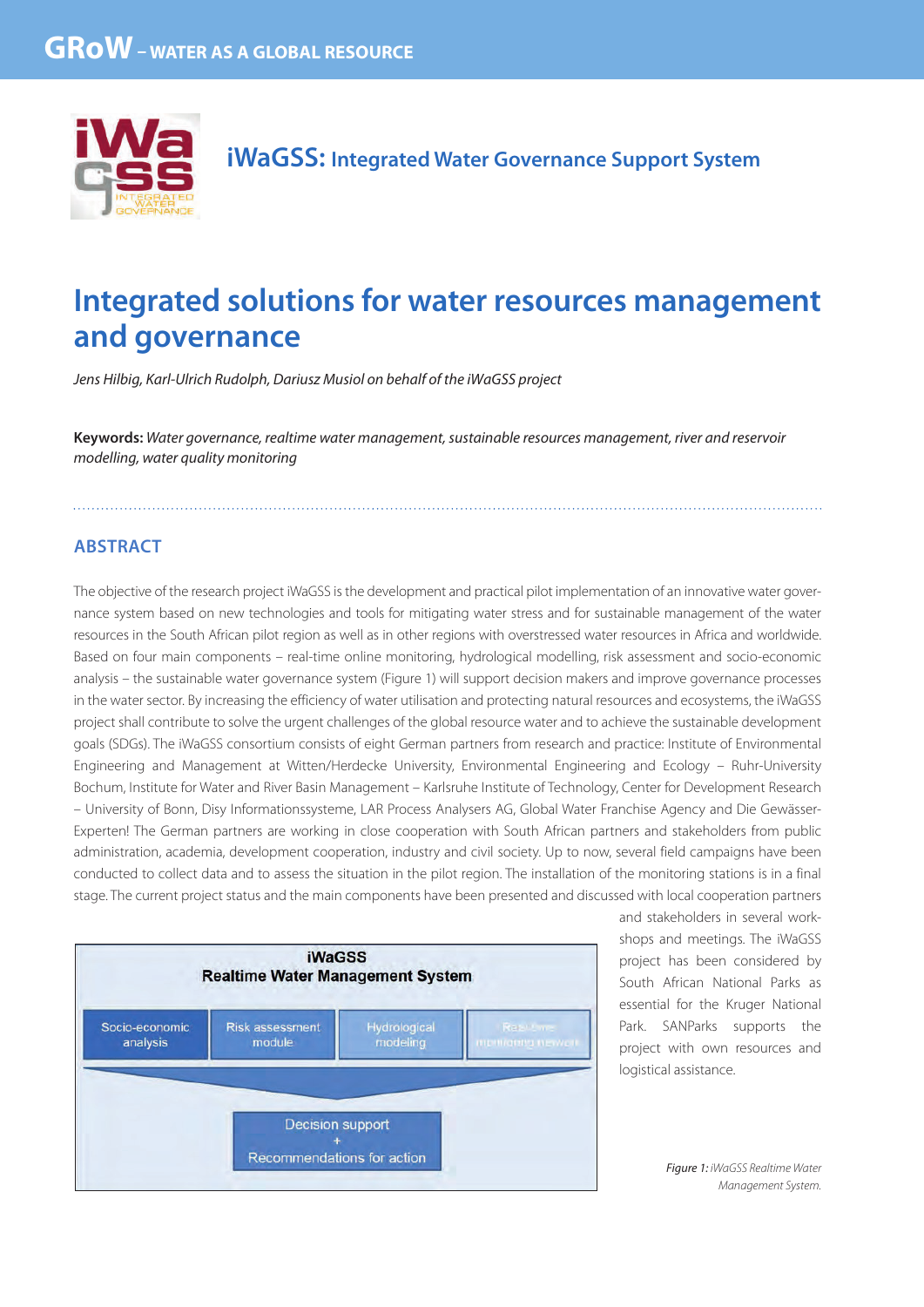# iWaGSS: Integrated Water Governance Support System

# Integrated solutions for water resources management and governance

*Jens Hilbig, Karl-Ulrich Rudolph, Dariusz Musiol on behalf of the iWaGSS project*

**Keywords:** *Water governance, realtime water management, sustainable resources management, river and reservoir modelling, water quality monitoring*

## ABSTRACT

The objective of the research project iWaGSS is the development and practical pilot implementation of an innovative water governance system based on new technologies and tools for mitigating water stress and for sustainable management of the water resources in the South African pilot region as well as in other regions with overstressed water resources in Africa and worldwide. Based on four main components – real-time online monitoring, hydrological modelling, risk assessment and socio-economic analysis – the sustainable water governance system (Figure 1) will support decision makers and improve governance processes in the water sector. By increasing the efficiency of water utilisation and protecting natural resources and ecosystems, the iWaGSS project shall contribute to solve the urgent challenges of the global resource water and to achieve the sustainable development goals (SDGs). The iWaGSS consortium consists of eight German partners from research and practice: Institute of Environmental Engineering and Management at Witten/Herdecke University, Environmental Engineering and Ecology – Ruhr-University Bochum, Institute for Water and River Basin Management – Karlsruhe Institute of Technology, Center for Development Research – University of Bonn, Disy Informationssysteme, LAR Process Analysers AG, Global Water Franchise Agency and Die Gewässer-Experten! The German partners are working in close cooperation with South African partners and stakeholders from public administration, academia, development cooperation, industry and civil society. Up to now, several field campaigns have been conducted to collect data and to assess the situation in the pilot region. The installation of the monitoring stations is in a final stage. The current project status and the main components have been presented and discussed with local cooperation partners and stakeholders in several workshops and meetings. The iWaGSS project has been considered by South African National Parks as essential for the Kruger National Park. SANParks supports the project with own resources and logistical assistance.

iWaGSS
Realtime Water Management System

Socio-economic analysis | Risk assessment module | Hydrological modeling | Real-time monitoring network

Decision support + Recommendations for action

*Figure 1: iWaGSS Realtime Water Management System.*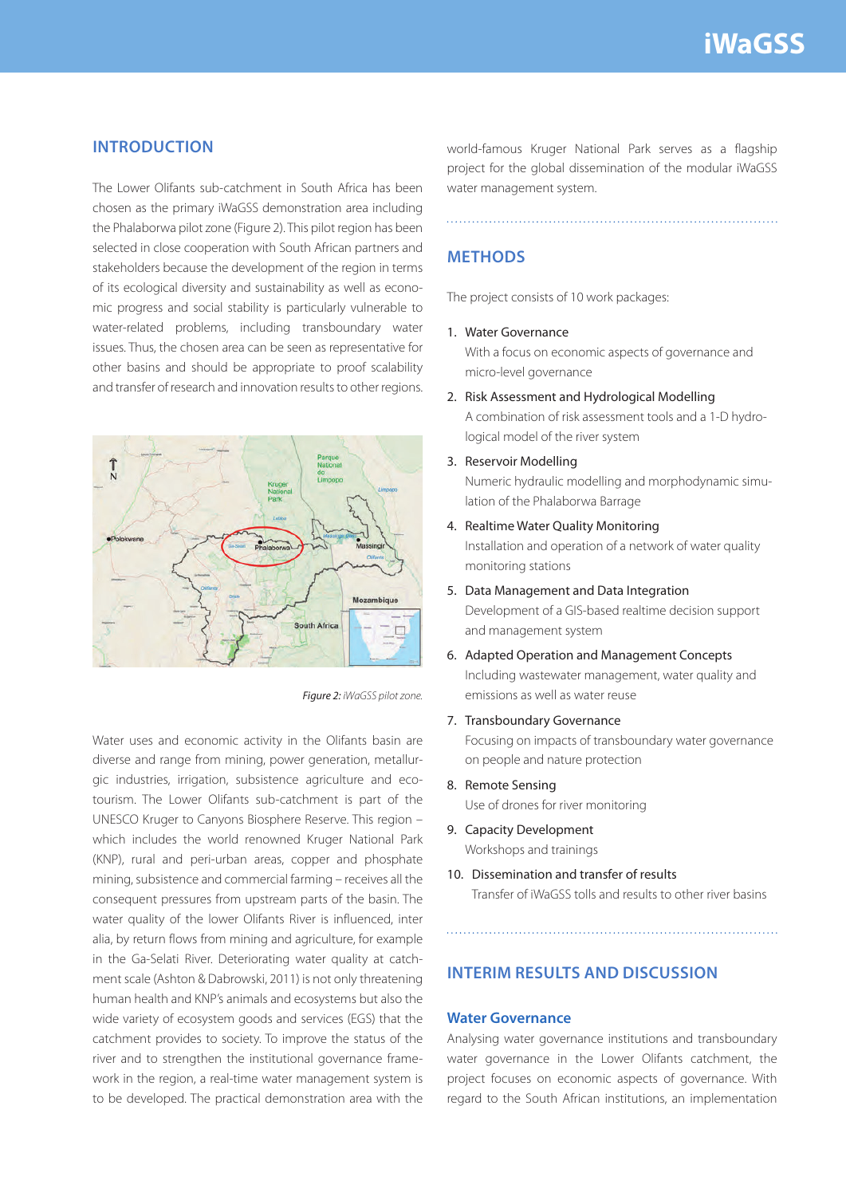## INTRODUCTION

The Lower Olifants sub-catchment in South Africa has been chosen as the primary iWaGSS demonstration area including the Phalaborwa pilot zone (Figure 2). This pilot region has been selected in close cooperation with South African partners and stakeholders because the development of the region in terms of its ecological diversity and sustainability as well as economic progress and social stability is particularly vulnerable to water-related problems, including transboundary water issues. Thus, the chosen area can be seen as representative for other basins and should be appropriate to proof scalability and transfer of research and innovation results to other regions.

*Figure 2: iWaGSS pilot zone.*

Water uses and economic activity in the Olifants basin are diverse and range from mining, power generation, metallurgic industries, irrigation, subsistence agriculture and eco-tourism. The Lower Olifants sub-catchment is part of the UNESCO Kruger to Canyons Biosphere Reserve. This region – which includes the world renowned Kruger National Park (KNP), rural and peri-urban areas, copper and phosphate mining, subsistence and commercial farming – receives all the consequent pressures from upstream parts of the basin. The water quality of the lower Olifants River is influenced, inter alia, by return flows from mining and agriculture, for example in the Ga-Selati River. Deteriorating water quality at catchment scale (Ashton & Dabrowski, 2011) is not only threatening human health and KNP's animals and ecosystems but also the wide variety of ecosystem goods and services (EGS) that the catchment provides to society. To improve the status of the river and to strengthen the institutional governance framework in the region, a real-time water management system is to be developed. The practical demonstration area with the world-famous Kruger National Park serves as a flagship project for the global dissemination of the modular iWaGSS water management system.

## METHODS

The project consists of 10 work packages:

1. Water Governance
   With a focus on economic aspects of governance and micro-level governance
2. Risk Assessment and Hydrological Modelling
   A combination of risk assessment tools and a 1-D hydrological model of the river system
3. Reservoir Modelling
   Numeric hydraulic modelling and morphodynamic simulation of the Phalaborwa Barrage
4. Realtime Water Quality Monitoring
   Installation and operation of a network of water quality monitoring stations
5. Data Management and Data Integration
   Development of a GIS-based realtime decision support and management system
6. Adapted Operation and Management Concepts
   Including wastewater management, water quality and emissions as well as water reuse
7. Transboundary Governance
   Focusing on impacts of transboundary water governance on people and nature protection
8. Remote Sensing
   Use of drones for river monitoring
9. Capacity Development
   Workshops and trainings
10. Dissemination and transfer of results
    Transfer of iWaGSS tolls and results to other river basins

## INTERIM RESULTS AND DISCUSSION

### Water Governance

Analysing water governance institutions and transboundary water governance in the Lower Olifants catchment, the project focuses on economic aspects of governance. With regard to the South African institutions, an implementation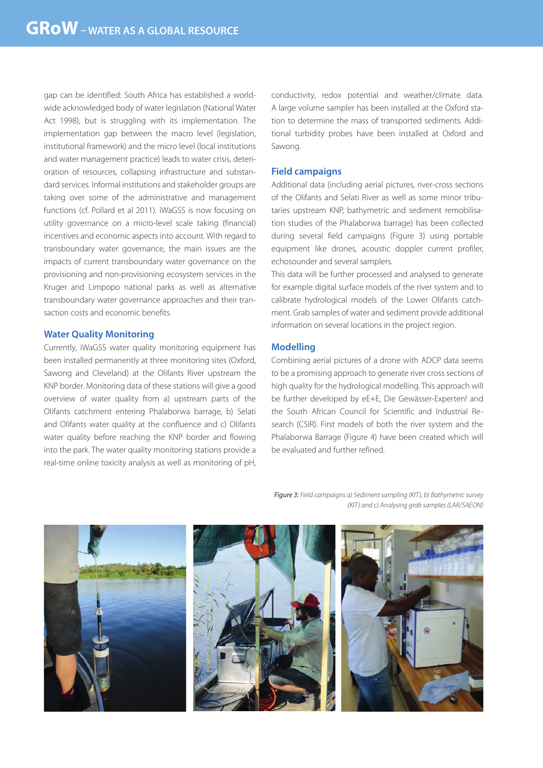gap can be identified: South Africa has established a worldwide acknowledged body of water legislation (National Water Act 1998), but is struggling with its implementation. The implementation gap between the macro level (legislation, institutional framework) and the micro level (local institutions and water management practice) leads to water crisis, deterioration of resources, collapsing infrastructure and substandard services. Informal institutions and stakeholder groups are taking over some of the administrative and management functions (cf. Pollard et al 2011). iWaGSS is now focusing on utility governance on a micro-level scale taking (financial) incentives and economic aspects into account. With regard to transboundary water governance, the main issues are the impacts of current transboundary water governance on the provisioning and non-provisioning ecosystem services in the Kruger and Limpopo national parks as well as alternative transboundary water governance approaches and their transaction costs and economic benefits.

## Water Quality Monitoring

Currently, iWaGSS water quality monitoring equipment has been installed permanently at three monitoring sites (Oxford, Sawong and Cleveland) at the Olifants River upstream the KNP border. Monitoring data of these stations will give a good overview of water quality from a) upstream parts of the Olifants catchment entering Phalaborwa barrage, b) Selati and Olifants water quality at the confluence and c) Olifants water quality before reaching the KNP border and flowing into the park. The water quality monitoring stations provide a real-time online toxicity analysis as well as monitoring of pH, conductivity, redox potential and weather/climate data. A large volume sampler has been installed at the Oxford station to determine the mass of transported sediments. Additional turbidity probes have been installed at Oxford and Sawong.

## Field campaigns

Additional data (including aerial pictures, river-cross sections of the Olifants and Selati River as well as some minor tributaries upstream KNP, bathymetric and sediment remobilisation studies of the Phalaborwa barrage) has been collected during several field campaigns (Figure 3) using portable equipment like drones, acoustic doppler current profiler, echosounder and several samplers.

This data will be further processed and analysed to generate for example digital surface models of the river system and to calibrate hydrological models of the Lower Olifants catchment. Grab samples of water and sediment provide additional information on several locations in the project region.

## Modelling

Combining aerial pictures of a drone with ADCP data seems to be a promising approach to generate river cross sections of high quality for the hydrological modelling. This approach will be further developed by eE+E, Die Gewässer-Experten! and the South African Council for Scientific and Industrial Research (CSIR). First models of both the river system and the Phalaborwa Barrage (Figure 4) have been created which will be evaluated and further refined.

*Figure 3: Field campaigns a) Sediment sampling (KIT), b) Bathymetric survey (KIT) and c) Analysing grab samples (LAR/SAEON)*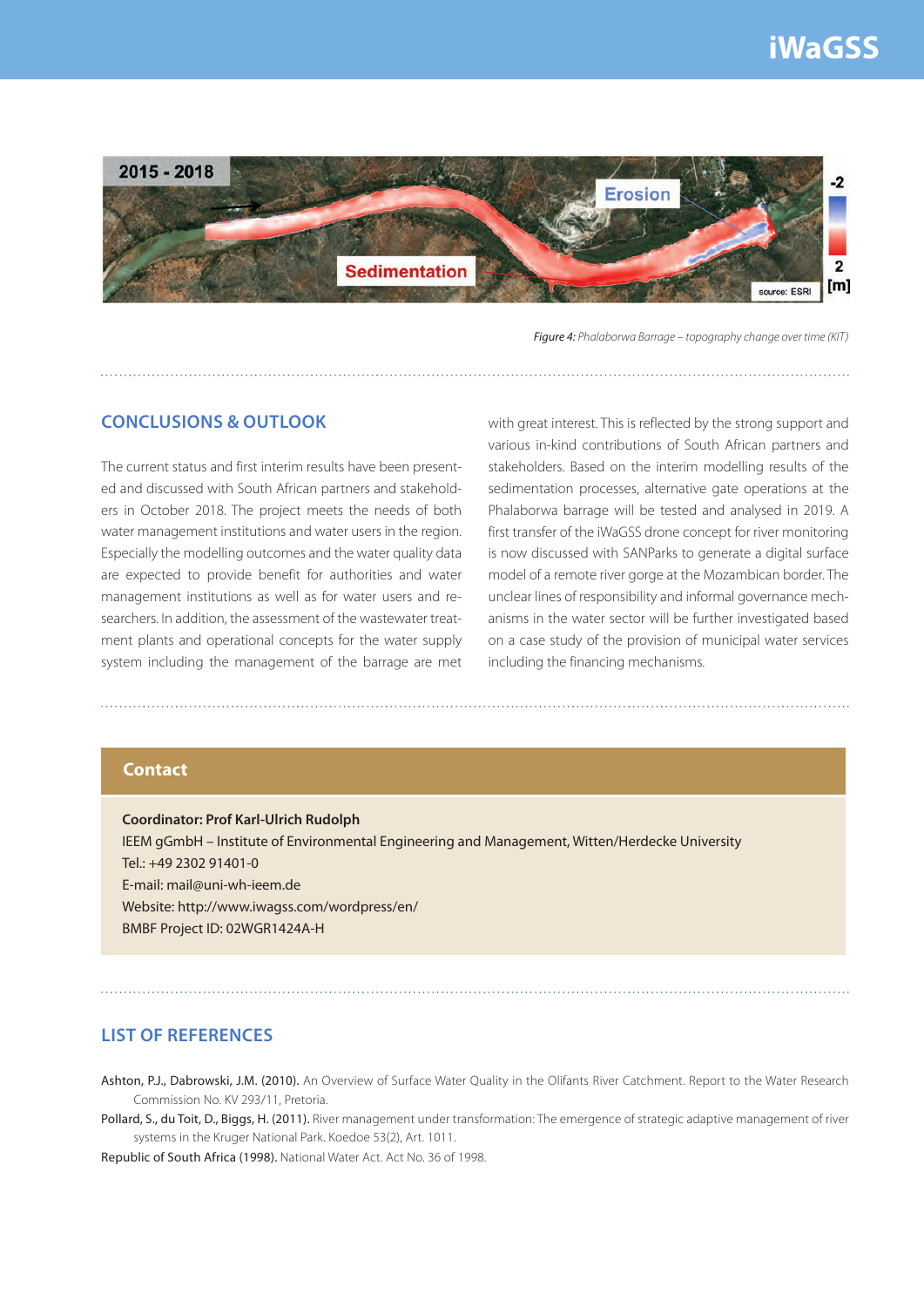*Figure 4: Phalaborwa Barrage – topography change over time (KIT)*

## CONCLUSIONS & OUTLOOK

The current status and first interim results have been presented and discussed with South African partners and stakeholders in October 2018. The project meets the needs of both water management institutions and water users in the region. Especially the modelling outcomes and the water quality data are expected to provide benefit for authorities and water management institutions as well as for water users and researchers. In addition, the assessment of the wastewater treatment plants and operational concepts for the water supply system including the management of the barrage are met with great interest. This is reflected by the strong support and various in-kind contributions of South African partners and stakeholders. Based on the interim modelling results of the sedimentation processes, alternative gate operations at the Phalaborwa barrage will be tested and analysed in 2019. A first transfer of the iWaGSS drone concept for river monitoring is now discussed with SANParks to generate a digital surface model of a remote river gorge at the Mozambican border. The unclear lines of responsibility and informal governance mechanisms in the water sector will be further investigated based on a case study of the provision of municipal water services including the financing mechanisms.

## Contact

**Coordinator: Prof Karl-Ulrich Rudolph**
IEEM gGmbH – Institute of Environmental Engineering and Management, Witten/Herdecke University
Tel.: +49 2302 91401-0
E-mail: mail@uni-wh-ieem.de
Website: http://www.iwagss.com/wordpress/en/
BMBF Project ID: 02WGR1424A-H

## LIST OF REFERENCES

**Ashton, P.J., Dabrowski, J.M. (2010).** An Overview of Surface Water Quality in the Olifants River Catchment. Report to the Water Research Commission No. KV 293/11, Pretoria.

**Pollard, S., du Toit, D., Biggs, H. (2011).** River management under transformation: The emergence of strategic adaptive management of river systems in the Kruger National Park. Koedoe 53(2), Art. 1011.

**Republic of South Africa (1998).** National Water Act. Act No. 36 of 1998.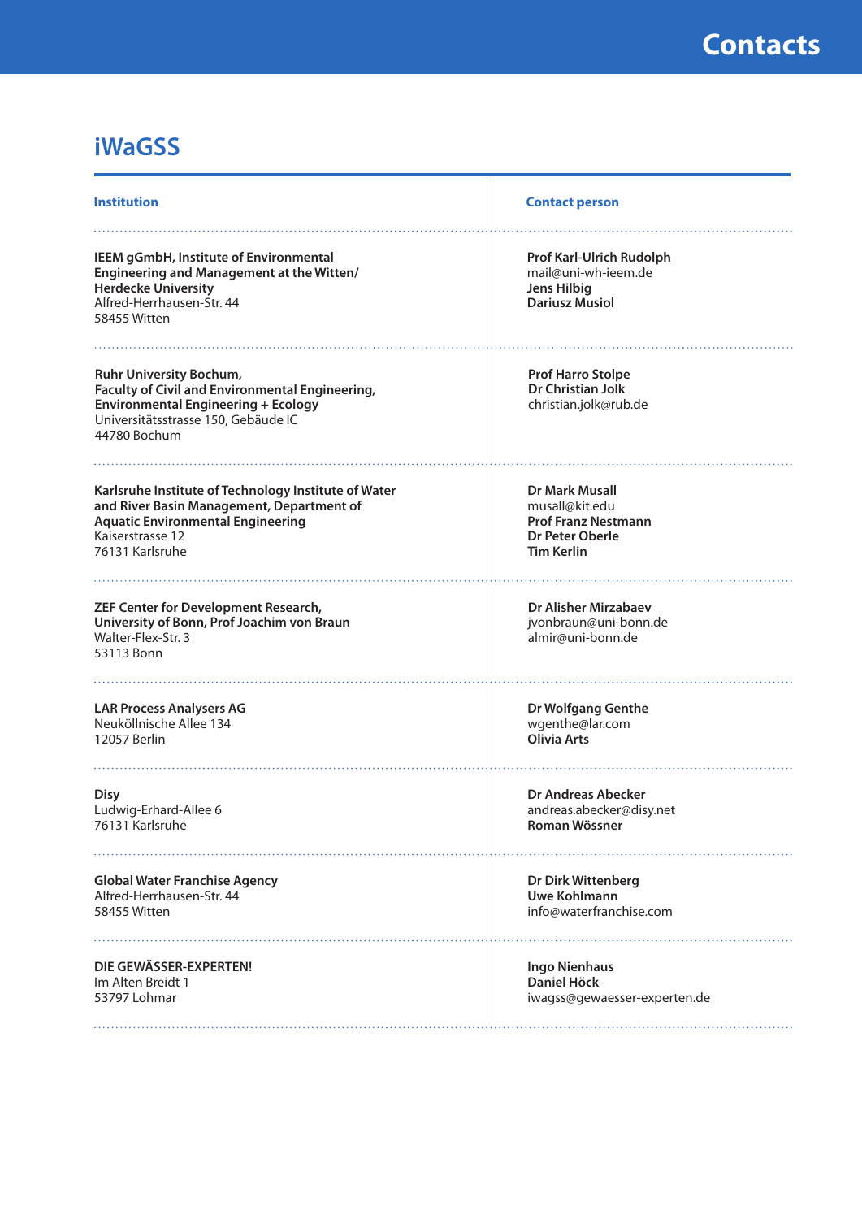# Contacts

## iWaGSS

| Institution | Contact person |
|---|---|
| **IEEM gGmbH, Institute of Environmental Engineering and Management at the Witten/ Herdecke University**<br>Alfred-Herrhausen-Str. 44<br>58455 Witten | **Prof Karl-Ulrich Rudolph**<br>mail@uni-wh-ieem.de<br>**Jens Hilbig**<br>**Dariusz Musiol** |
| **Ruhr University Bochum, Faculty of Civil and Environmental Engineering, Environmental Engineering + Ecology**<br>Universitätsstrasse 150, Gebäude IC<br>44780 Bochum | **Prof Harro Stolpe**<br>**Dr Christian Jolk**<br>christian.jolk@rub.de |
| **Karlsruhe Institute of Technology Institute of Water and River Basin Management, Department of Aquatic Environmental Engineering**<br>Kaiserstrasse 12<br>76131 Karlsruhe | **Dr Mark Musall**<br>musall@kit.edu<br>**Prof Franz Nestmann**<br>**Dr Peter Oberle**<br>**Tim Kerlin** |
| **ZEF Center for Development Research, University of Bonn, Prof Joachim von Braun**<br>Walter-Flex-Str. 3<br>53113 Bonn | **Dr Alisher Mirzabaev**<br>jvonbraun@uni-bonn.de<br>almir@uni-bonn.de |
| **LAR Process Analysers AG**<br>Neuköllnische Allee 134<br>12057 Berlin | **Dr Wolfgang Genthe**<br>wgenthe@lar.com<br>**Olivia Arts** |
| **Disy**<br>Ludwig-Erhard-Allee 6<br>76131 Karlsruhe | **Dr Andreas Abecker**<br>andreas.abecker@disy.net<br>**Roman Wössner** |
| **Global Water Franchise Agency**<br>Alfred-Herrhausen-Str. 44<br>58455 Witten | **Dr Dirk Wittenberg**<br>**Uwe Kohlmann**<br>info@waterfranchise.com |
| **DIE GEWÄSSER-EXPERTEN!**<br>Im Alten Breidt 1<br>53797 Lohmar | **Ingo Nienhaus**<br>**Daniel Höck**<br>iwagss@gewaesser-experten.de |